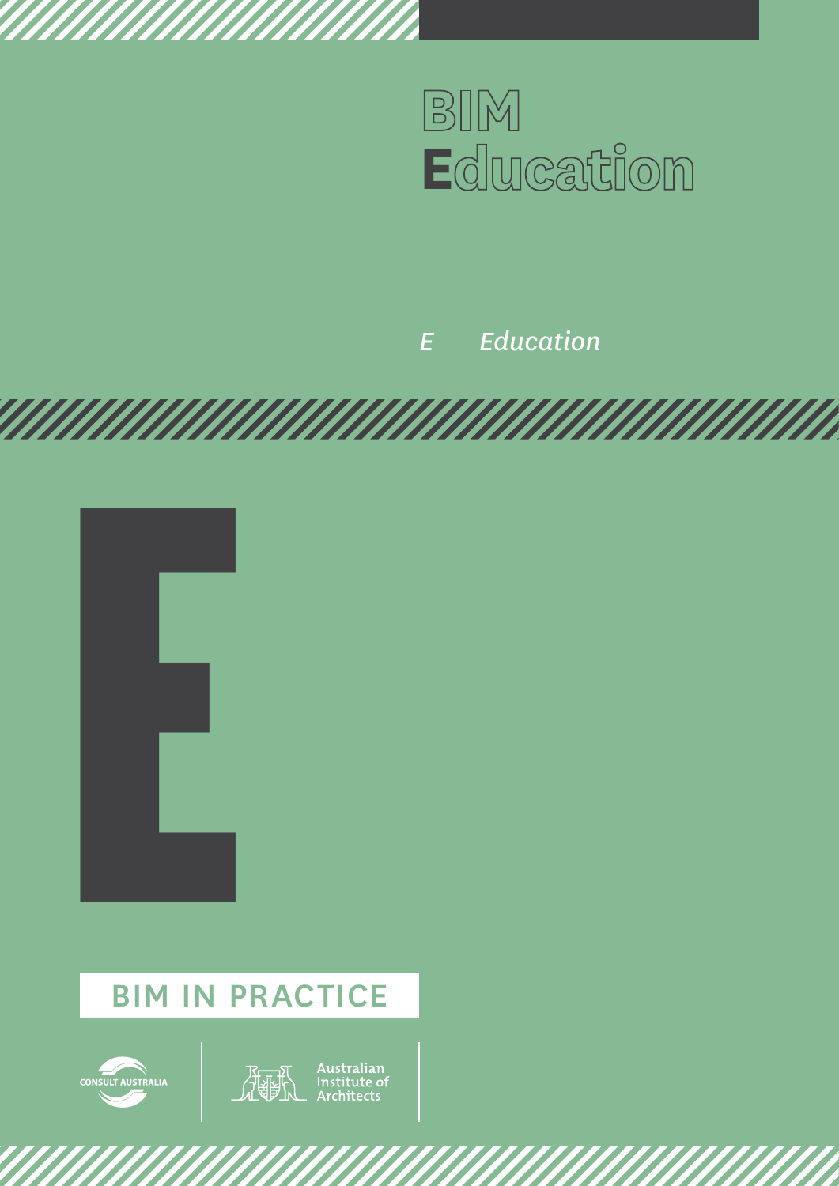# BIM Education

*E　Education*

E

BIM IN PRACTICE

CONSULT AUSTRALIA

Australian Institute of Architects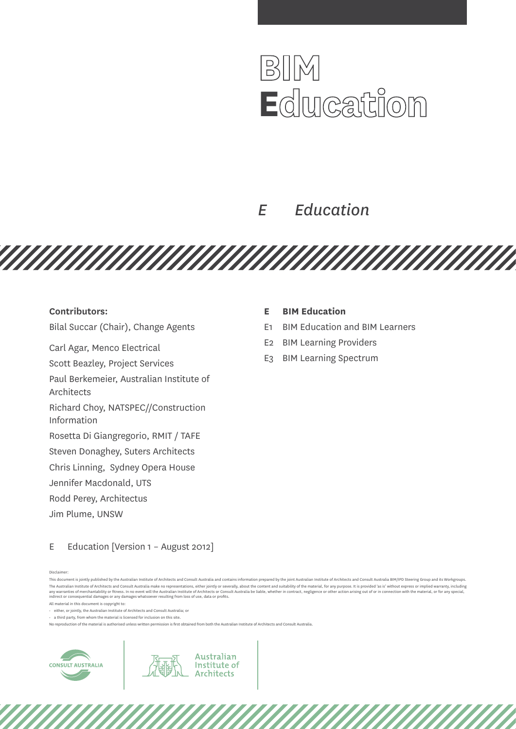# BIM Education

## *E Education*

**Contributors:**

Bilal Succar (Chair), Change Agents

Carl Agar, Menco Electrical

Scott Beazley, Project Services

Paul Berkemeier, Australian Institute of Architects

Richard Choy, NATSPEC//Construction Information

Rosetta Di Giangregorio, RMIT / TAFE

Steven Donaghey, Suters Architects

Chris Linning, Sydney Opera House

Jennifer Macdonald, UTS

Rodd Perey, Architectus

Jim Plume, UNSW

E Education [Version 1 – August 2012]

**E BIM Education**

E1 BIM Education and BIM Learners

E2 BIM Learning Providers

E3 BIM Learning Spectrum

Disclaimer:

This document is jointly published by the Australian Institute of Architects and Consult Australia and contains information prepared by the joint Australian Institute of Architects and Consult Australia BIM/IPD Steering Group and its Workgroups. The Australian Institute of Architects and Consult Australia make no representations, either jointly or severally, about the content and suitability of the material, for any purpose. It is provided 'as is' without express or implied warranty, including any warranties of merchantability or fitness. In no event will the Australian Institute of Architects or Consult Australia be liable, whether in contract, negligence or other action arising out of or in connection with the material, or for any special, indirect or consequential damages or any damages whatsoever resulting from loss of use, data or profits.

All material in this document is copyright to:

- either, or jointly, the Australian Institute of Architects and Consult Australia; or
- a third party, from whom the material is licensed for inclusion on this site.

No reproduction of the material is authorised unless written permission is first obtained from both the Australian Institute of Architects and Consult Australia.

CONSULT AUSTRALIA

Australian Institute of Architects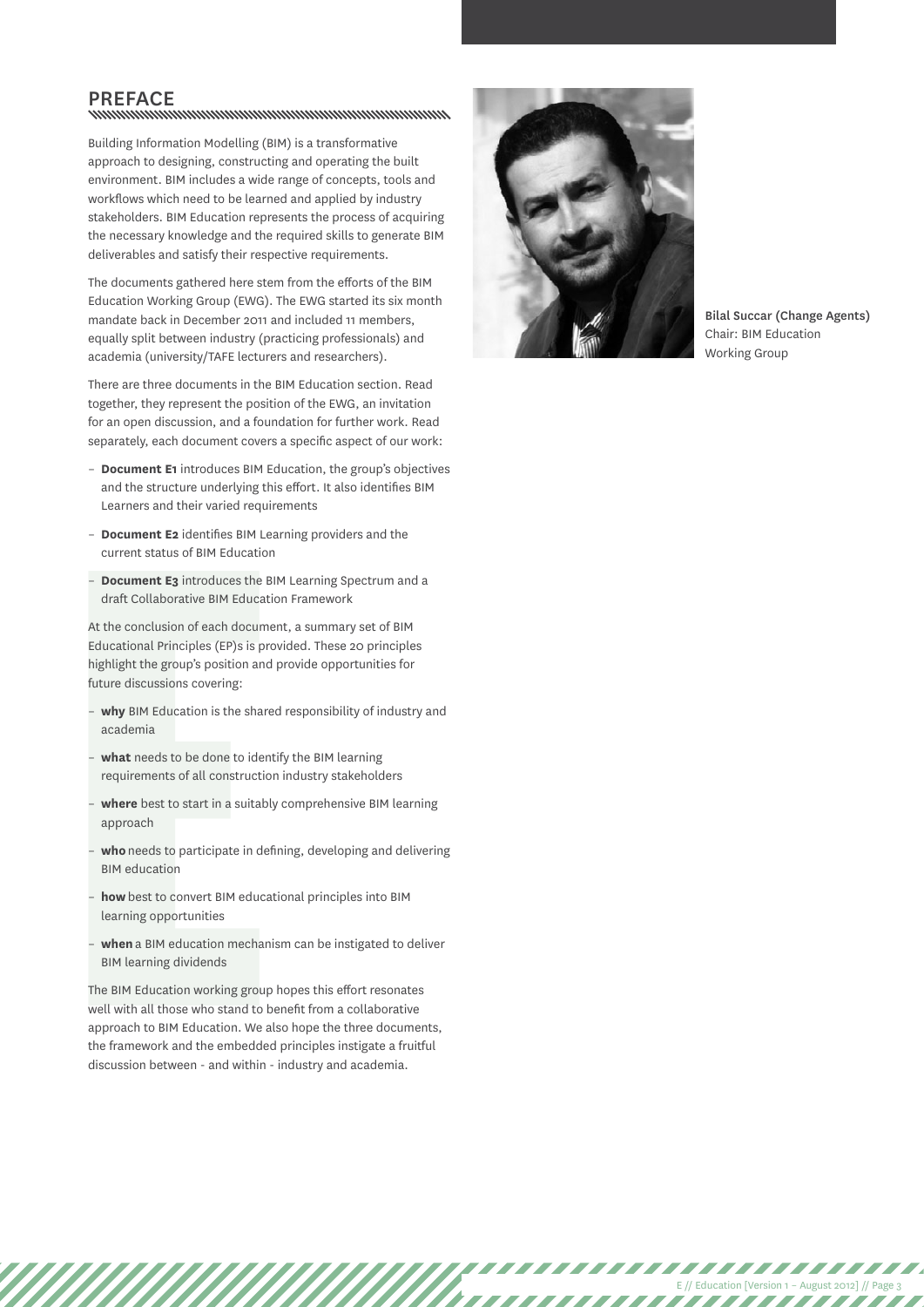## PREFACE

Building Information Modelling (BIM) is a transformative approach to designing, constructing and operating the built environment. BIM includes a wide range of concepts, tools and workflows which need to be learned and applied by industry stakeholders. BIM Education represents the process of acquiring the necessary knowledge and the required skills to generate BIM deliverables and satisfy their respective requirements.

The documents gathered here stem from the efforts of the BIM Education Working Group (EWG). The EWG started its six month mandate back in December 2011 and included 11 members, equally split between industry (practicing professionals) and academia (university/TAFE lecturers and researchers).

There are three documents in the BIM Education section. Read together, they represent the position of the EWG, an invitation for an open discussion, and a foundation for further work. Read separately, each document covers a specific aspect of our work:

- **Document E1** introduces BIM Education, the group's objectives and the structure underlying this effort. It also identifies BIM Learners and their varied requirements
- **Document E2** identifies BIM Learning providers and the current status of BIM Education
- **Document E3** introduces the BIM Learning Spectrum and a draft Collaborative BIM Education Framework

At the conclusion of each document, a summary set of BIM Educational Principles (EP)s is provided. These 20 principles highlight the group's position and provide opportunities for future discussions covering:

- **why** BIM Education is the shared responsibility of industry and academia
- **what** needs to be done to identify the BIM learning requirements of all construction industry stakeholders
- **where** best to start in a suitably comprehensive BIM learning approach
- **who** needs to participate in defining, developing and delivering BIM education
- **how** best to convert BIM educational principles into BIM learning opportunities
- **when** a BIM education mechanism can be instigated to deliver BIM learning dividends

The BIM Education working group hopes this effort resonates well with all those who stand to benefit from a collaborative approach to BIM Education. We also hope the three documents, the framework and the embedded principles instigate a fruitful discussion between - and within - industry and academia.

**Bilal Succar (Change Agents)**
Chair: BIM Education Working Group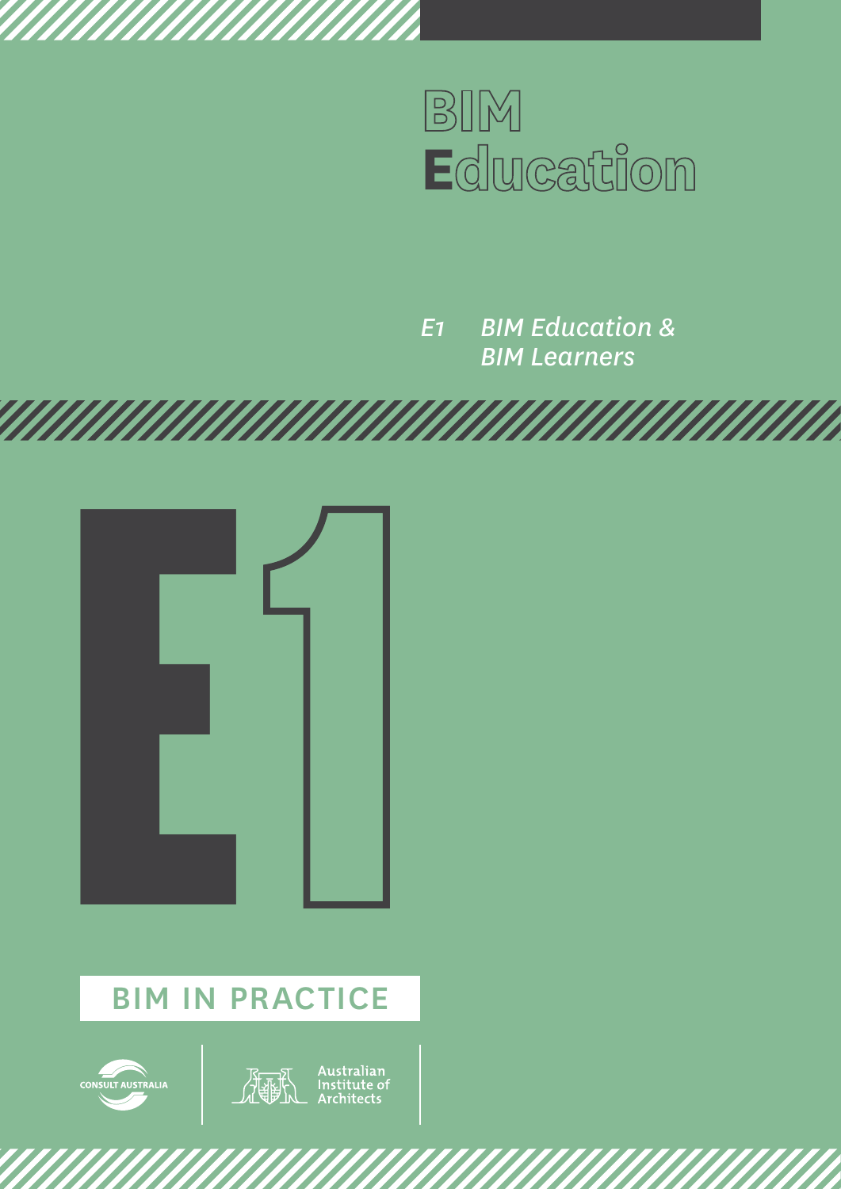# BIM Education

*E1 BIM Education & BIM Learners*

# E1

BIM IN PRACTICE

CONSULT AUSTRALIA

Australian Institute of Architects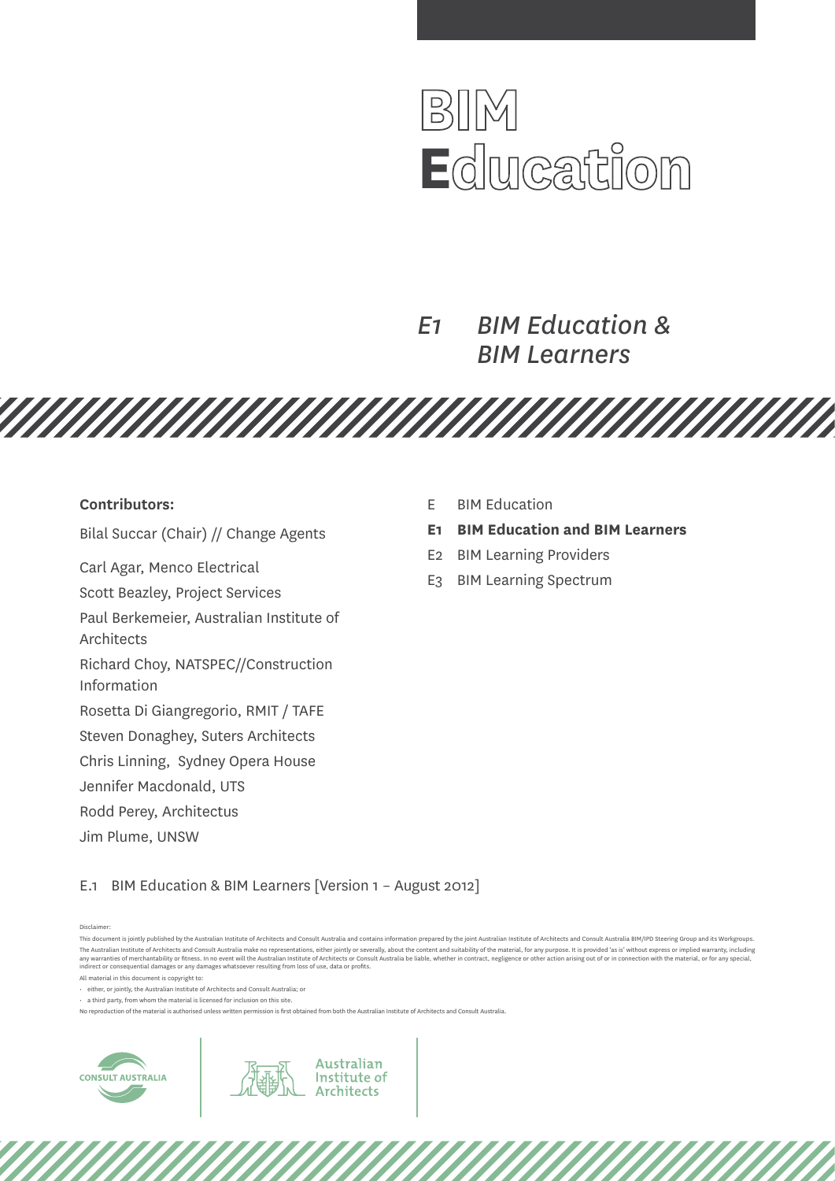# BIM Education

## *E1 BIM Education & BIM Learners*

**Contributors:**

Bilal Succar (Chair) // Change Agents

Carl Agar, Menco Electrical

Scott Beazley, Project Services

Paul Berkemeier, Australian Institute of Architects

Richard Choy, NATSPEC//Construction Information

Rosetta Di Giangregorio, RMIT / TAFE

Steven Donaghey, Suters Architects

Chris Linning, Sydney Opera House

Jennifer Macdonald, UTS

Rodd Perey, Architectus

Jim Plume, UNSW

- E BIM Education
- **E1 BIM Education and BIM Learners**
- E2 BIM Learning Providers
- E3 BIM Learning Spectrum

E.1 BIM Education & BIM Learners [Version 1 – August 2012]

Disclaimer:

This document is jointly published by the Australian Institute of Architects and Consult Australia and contains information prepared by the joint Australian Institute of Architects and Consult Australia BIM/IPD Steering Group and its Workgroups. The Australian Institute of Architects and Consult Australia make no representations, either jointly or severally, about the content and suitability of the material, for any purpose. It is provided 'as is' without express or implied warranty, including any warranties of merchantability or fitness. In no event will the Australian Institute of Architects or Consult Australia be liable, whether in contract, negligence or other action arising out of or in connection with the material, or for any special, indirect or consequential damages or any damages whatsoever resulting from loss of use, data or profits.

All material in this document is copyright to:

- either, or jointly, the Australian Institute of Architects and Consult Australia; or
- a third party, from whom the material is licensed for inclusion on this site.

No reproduction of the material is authorised unless written permission is first obtained from both the Australian Institute of Architects and Consult Australia.

CONSULT AUSTRALIA

Australian Institute of Architects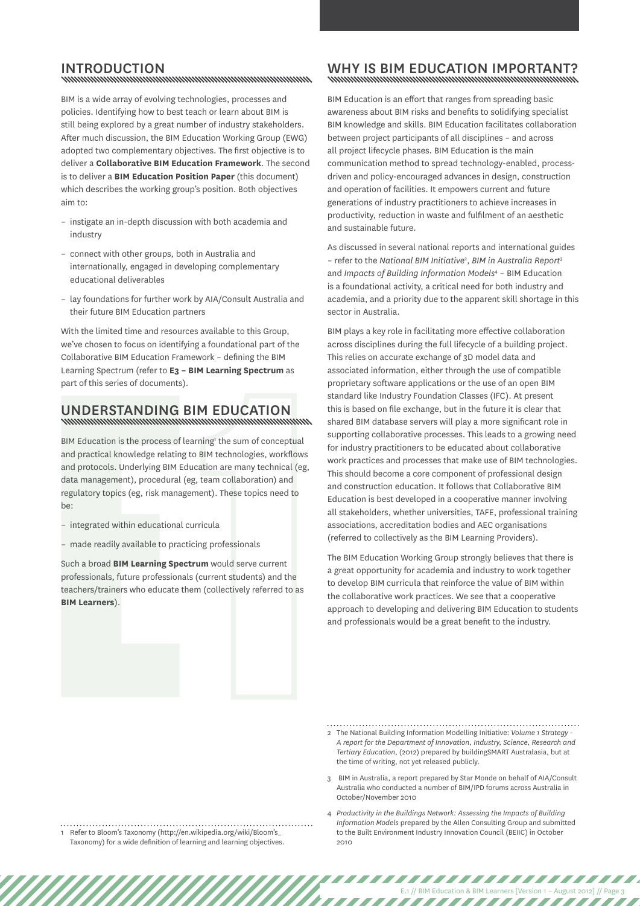## INTRODUCTION

BIM is a wide array of evolving technologies, processes and policies. Identifying how to best teach or learn about BIM is still being explored by a great number of industry stakeholders. After much discussion, the BIM Education Working Group (EWG) adopted two complementary objectives. The first objective is to deliver a **Collaborative BIM Education Framework**. The second is to deliver a **BIM Education Position Paper** (this document) which describes the working group's position. Both objectives aim to:

- instigate an in-depth discussion with both academia and industry
- connect with other groups, both in Australia and internationally, engaged in developing complementary educational deliverables
- lay foundations for further work by AIA/Consult Australia and their future BIM Education partners

With the limited time and resources available to this Group, we've chosen to focus on identifying a foundational part of the Collaborative BIM Education Framework – defining the BIM Learning Spectrum (refer to **E3 – BIM Learning Spectrum** as part of this series of documents).

## UNDERSTANDING BIM EDUCATION

BIM Education is the process of learning[1] the sum of conceptual and practical knowledge relating to BIM technologies, workflows and protocols. Underlying BIM Education are many technical (eg, data management), procedural (eg, team collaboration) and regulatory topics (eg, risk management). These topics need to be:

- integrated within educational curricula
- made readily available to practicing professionals

Such a broad **BIM Learning Spectrum** would serve current professionals, future professionals (current students) and the teachers/trainers who educate them (collectively referred to as **BIM Learners**).

1 Refer to Bloom's Taxonomy (http://en.wikipedia.org/wiki/Bloom's_Taxonomy) for a wide definition of learning and learning objectives.

## WHY IS BIM EDUCATION IMPORTANT?

BIM Education is an effort that ranges from spreading basic awareness about BIM risks and benefits to solidifying specialist BIM knowledge and skills. BIM Education facilitates collaboration between project participants of all disciplines – and across all project lifecycle phases. BIM Education is the main communication method to spread technology-enabled, process-driven and policy-encouraged advances in design, construction and operation of facilities. It empowers current and future generations of industry practitioners to achieve increases in productivity, reduction in waste and fulfilment of an aesthetic and sustainable future.

As discussed in several national reports and international guides – refer to the *National BIM Initiative*[2], *BIM in Australia Report*[3] and *Impacts of Building Information Models*[4] – BIM Education is a foundational activity, a critical need for both industry and academia, and a priority due to the apparent skill shortage in this sector in Australia.

BIM plays a key role in facilitating more effective collaboration across disciplines during the full lifecycle of a building project. This relies on accurate exchange of 3D model data and associated information, either through the use of compatible proprietary software applications or the use of an open BIM standard like Industry Foundation Classes (IFC). At present this is based on file exchange, but in the future it is clear that shared BIM database servers will play a more significant role in supporting collaborative processes. This leads to a growing need for industry practitioners to be educated about collaborative work practices and processes that make use of BIM technologies. This should become a core component of professional design and construction education. It follows that Collaborative BIM Education is best developed in a cooperative manner involving all stakeholders, whether universities, TAFE, professional training associations, accreditation bodies and AEC organisations (referred to collectively as the BIM Learning Providers).

The BIM Education Working Group strongly believes that there is a great opportunity for academia and industry to work together to develop BIM curricula that reinforce the value of BIM within the collaborative work practices. We see that a cooperative approach to developing and delivering BIM Education to students and professionals would be a great benefit to the industry.

2 The National Building Information Modelling Initiative: *Volume 1 Strategy - A report for the Department of Innovation, Industry, Science, Research and Tertiary Education*, (2012) prepared by buildingSMART Australasia, but at the time of writing, not yet released publicly.

3 BIM in Australia, a report prepared by Star Monde on behalf of AIA/Consult Australia who conducted a number of BIM/IPD forums across Australia in October/November 2010

4 *Productivity in the Buildings Network: Assessing the Impacts of Building Information Models* prepared by the Allen Consulting Group and submitted to the Built Environment Industry Innovation Council (BEIIC) in October 2010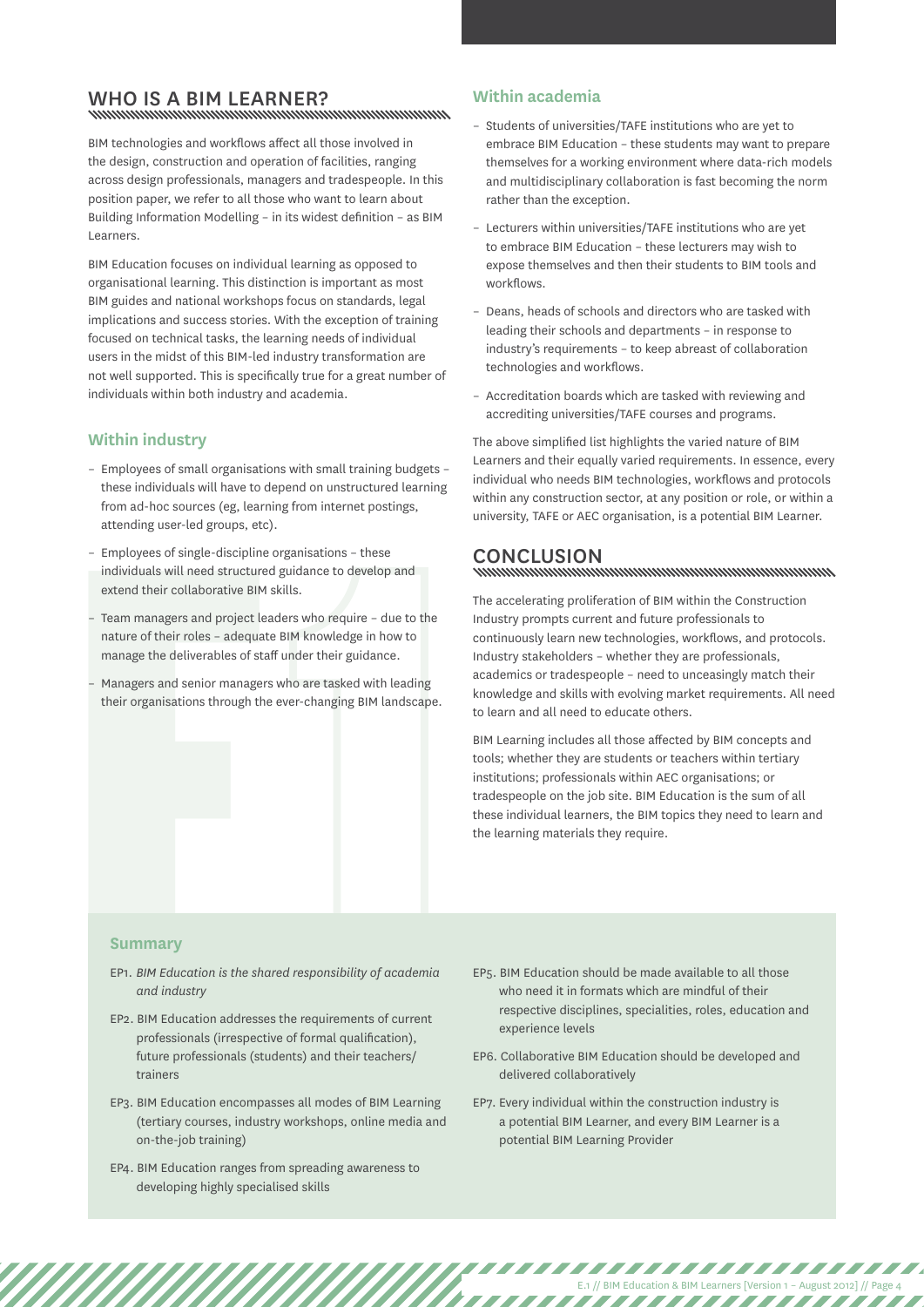## WHO IS A BIM LEARNER?

BIM technologies and workflows affect all those involved in the design, construction and operation of facilities, ranging across design professionals, managers and tradespeople. In this position paper, we refer to all those who want to learn about Building Information Modelling – in its widest definition – as BIM Learners.

BIM Education focuses on individual learning as opposed to organisational learning. This distinction is important as most BIM guides and national workshops focus on standards, legal implications and success stories. With the exception of training focused on technical tasks, the learning needs of individual users in the midst of this BIM-led industry transformation are not well supported. This is specifically true for a great number of individuals within both industry and academia.

### Within industry

- Employees of small organisations with small training budgets – these individuals will have to depend on unstructured learning from ad-hoc sources (eg, learning from internet postings, attending user-led groups, etc).
- Employees of single-discipline organisations – these individuals will need structured guidance to develop and extend their collaborative BIM skills.
- Team managers and project leaders who require – due to the nature of their roles – adequate BIM knowledge in how to manage the deliverables of staff under their guidance.
- Managers and senior managers who are tasked with leading their organisations through the ever-changing BIM landscape.

### Within academia

- Students of universities/TAFE institutions who are yet to embrace BIM Education – these students may want to prepare themselves for a working environment where data-rich models and multidisciplinary collaboration is fast becoming the norm rather than the exception.
- Lecturers within universities/TAFE institutions who are yet to embrace BIM Education – these lecturers may wish to expose themselves and then their students to BIM tools and workflows.
- Deans, heads of schools and directors who are tasked with leading their schools and departments – in response to industry's requirements – to keep abreast of collaboration technologies and workflows.
- Accreditation boards which are tasked with reviewing and accrediting universities/TAFE courses and programs.

The above simplified list highlights the varied nature of BIM Learners and their equally varied requirements. In essence, every individual who needs BIM technologies, workflows and protocols within any construction sector, at any position or role, or within a university, TAFE or AEC organisation, is a potential BIM Learner.

## CONCLUSION

The accelerating proliferation of BIM within the Construction Industry prompts current and future professionals to continuously learn new technologies, workflows, and protocols. Industry stakeholders – whether they are professionals, academics or tradespeople – need to unceasingly match their knowledge and skills with evolving market requirements. All need to learn and all need to educate others.

BIM Learning includes all those affected by BIM concepts and tools; whether they are students or teachers within tertiary institutions; professionals within AEC organisations; or tradespeople on the job site. BIM Education is the sum of all these individual learners, the BIM topics they need to learn and the learning materials they require.

### Summary

- EP1. *BIM Education is the shared responsibility of academia and industry*
- EP2. BIM Education addresses the requirements of current professionals (irrespective of formal qualification), future professionals (students) and their teachers/trainers
- EP3. BIM Education encompasses all modes of BIM Learning (tertiary courses, industry workshops, online media and on-the-job training)
- EP4. BIM Education ranges from spreading awareness to developing highly specialised skills
- EP5. BIM Education should be made available to all those who need it in formats which are mindful of their respective disciplines, specialities, roles, education and experience levels
- EP6. Collaborative BIM Education should be developed and delivered collaboratively
- EP7. Every individual within the construction industry is a potential BIM Learner, and every BIM Learner is a potential BIM Learning Provider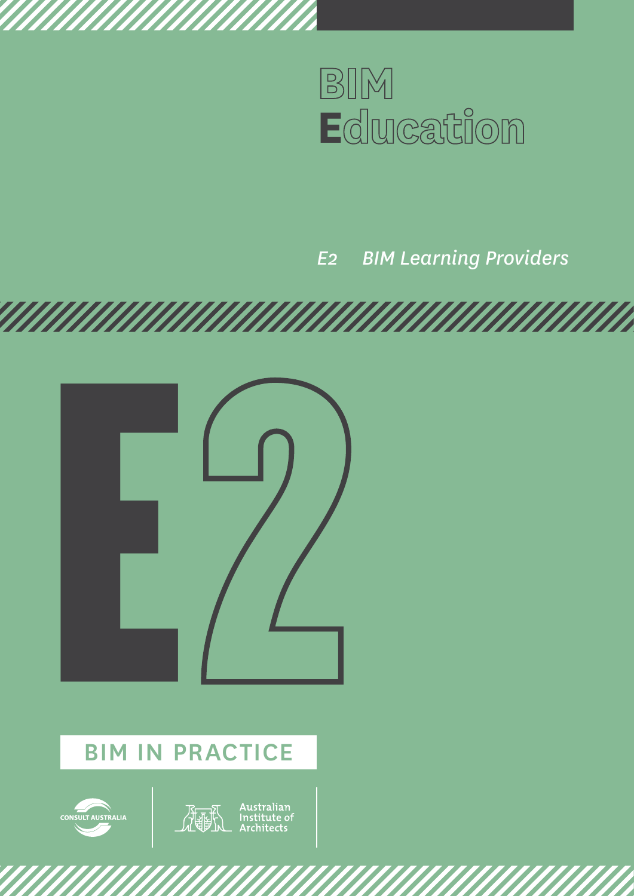# BIM Education

*E2 BIM Learning Providers*

E2

BIM IN PRACTICE

CONSULT AUSTRALIA

Australian Institute of Architects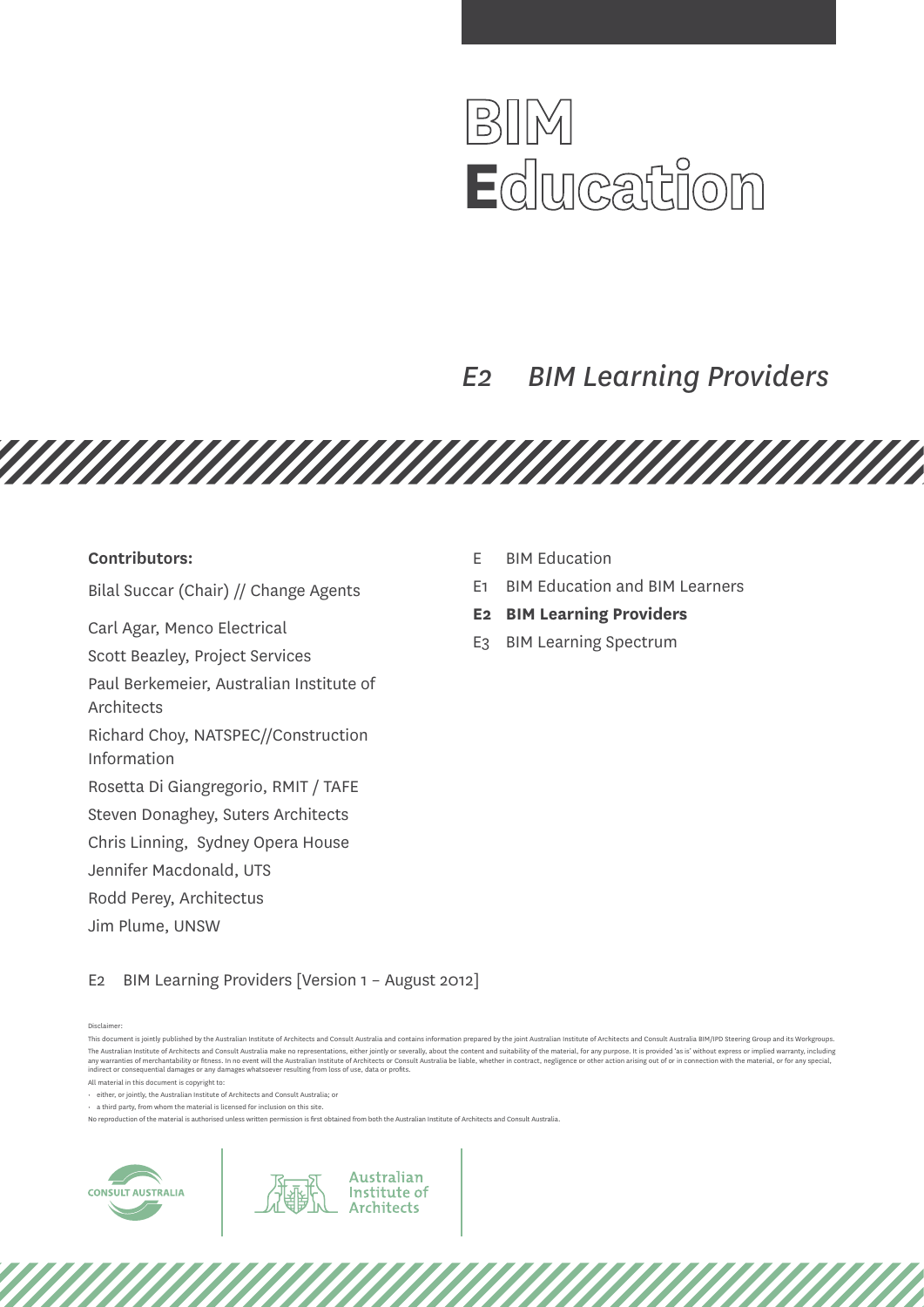# BIM Education

## *E2 BIM Learning Providers*

**Contributors:**

Bilal Succar (Chair) // Change Agents

Carl Agar, Menco Electrical

Scott Beazley, Project Services

Paul Berkemeier, Australian Institute of Architects

Richard Choy, NATSPEC//Construction Information

Rosetta Di Giangregorio, RMIT / TAFE

Steven Donaghey, Suters Architects

Chris Linning, Sydney Opera House

Jennifer Macdonald, UTS

Rodd Perey, Architectus

Jim Plume, UNSW

- E BIM Education
- E1 BIM Education and BIM Learners
- **E2 BIM Learning Providers**
- E3 BIM Learning Spectrum

E2 BIM Learning Providers [Version 1 – August 2012]

Disclaimer:

This document is jointly published by the Australian Institute of Architects and Consult Australia and contains information prepared by the joint Australian Institute of Architects and Consult Australia BIM/IPD Steering Group and its Workgroups. The Australian Institute of Architects and Consult Australia make no representations, either jointly or severally, about the content and suitability of the material, for any purpose. It is provided 'as is' without express or implied warranty, including any warranties of merchantability or fitness. In no event will the Australian Institute of Architects or Consult Australia be liable, whether in contract, negligence or other action arising out of or in connection with the material, or for any special, indirect or consequential damages or any damages whatsoever resulting from loss of use, data or profits.

All material in this document is copyright to:

- either, or jointly, the Australian Institute of Architects and Consult Australia; or
- a third party, from whom the material is licensed for inclusion on this site.

No reproduction of the material is authorised unless written permission is first obtained from both the Australian Institute of Architects and Consult Australia.

CONSULT AUSTRALIA

Australian Institute of Architects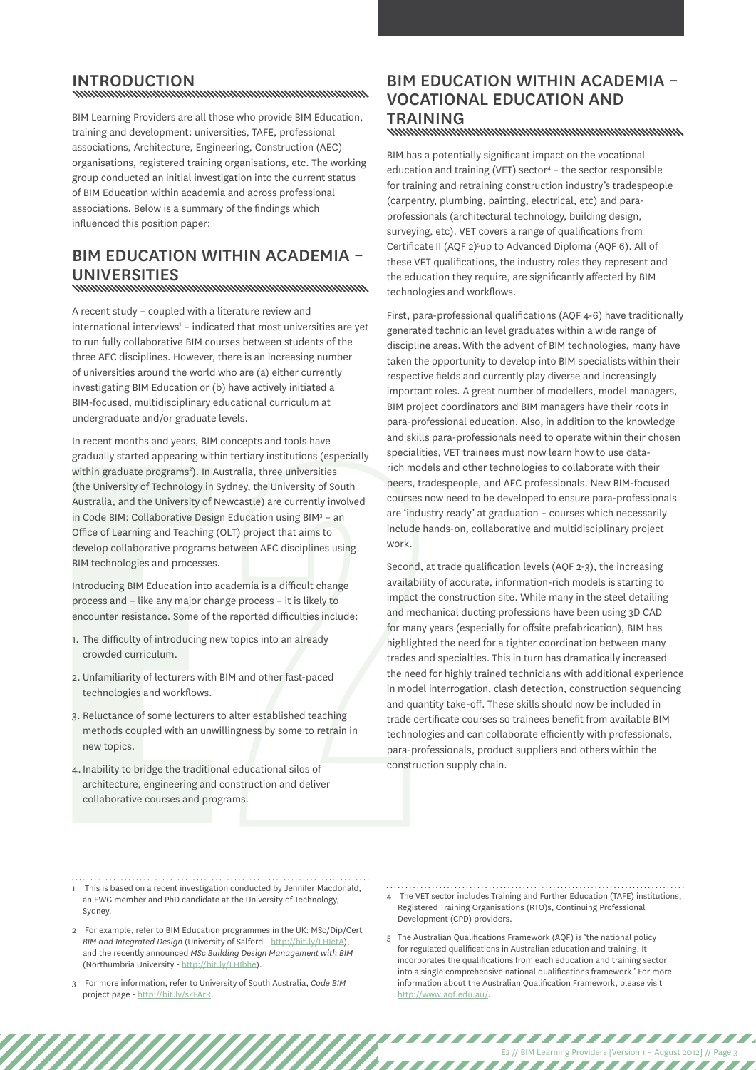## INTRODUCTION

BIM Learning Providers are all those who provide BIM Education, training and development: universities, TAFE, professional associations, Architecture, Engineering, Construction (AEC) organisations, registered training organisations, etc. The working group conducted an initial investigation into the current status of BIM Education within academia and across professional associations. Below is a summary of the findings which influenced this position paper:

## BIM EDUCATION WITHIN ACADEMIA – UNIVERSITIES

A recent study – coupled with a literature review and international interviews[1] – indicated that most universities are yet to run fully collaborative BIM courses between students of the three AEC disciplines. However, there is an increasing number of universities around the world who are (a) either currently investigating BIM Education or (b) have actively initiated a BIM-focused, multidisciplinary educational curriculum at undergraduate and/or graduate levels.

In recent months and years, BIM concepts and tools have gradually started appearing within tertiary institutions (especially within graduate programs[2]). In Australia, three universities (the University of Technology in Sydney, the University of South Australia, and the University of Newcastle) are currently involved in Code BIM: Collaborative Design Education using BIM[3] – an Office of Learning and Teaching (OLT) project that aims to develop collaborative programs between AEC disciplines using BIM technologies and processes.

Introducing BIM Education into academia is a difficult change process and – like any major change process – it is likely to encounter resistance. Some of the reported difficulties include:

1. The difficulty of introducing new topics into an already crowded curriculum.
2. Unfamiliarity of lecturers with BIM and other fast-paced technologies and workflows.
3. Reluctance of some lecturers to alter established teaching methods coupled with an unwillingness by some to retrain in new topics.
4. Inability to bridge the traditional educational silos of architecture, engineering and construction and deliver collaborative courses and programs.

## BIM EDUCATION WITHIN ACADEMIA – VOCATIONAL EDUCATION AND TRAINING

BIM has a potentially significant impact on the vocational education and training (VET) sector[4] – the sector responsible for training and retraining construction industry's tradespeople (carpentry, plumbing, painting, electrical, etc) and para-professionals (architectural technology, building design, surveying, etc). VET covers a range of qualifications from Certificate II (AQF 2)[5] up to Advanced Diploma (AQF 6). All of these VET qualifications, the industry roles they represent and the education they require, are significantly affected by BIM technologies and workflows.

First, para-professional qualifications (AQF 4-6) have traditionally generated technician level graduates within a wide range of discipline areas. With the advent of BIM technologies, many have taken the opportunity to develop into BIM specialists within their respective fields and currently play diverse and increasingly important roles. A great number of modellers, model managers, BIM project coordinators and BIM managers have their roots in para-professional education. Also, in addition to the knowledge and skills para-professionals need to operate within their chosen specialities, VET trainees must now learn how to use data-rich models and other technologies to collaborate with their peers, tradespeople, and AEC professionals. New BIM-focused courses now need to be developed to ensure para-professionals are 'industry ready' at graduation – courses which necessarily include hands-on, collaborative and multidisciplinary project work.

Second, at trade qualification levels (AQF 2-3), the increasing availability of accurate, information-rich models is starting to impact the construction site. While many in the steel detailing and mechanical ducting professions have been using 3D CAD for many years (especially for offsite prefabrication), BIM has highlighted the need for a tighter coordination between many trades and specialties. This in turn has dramatically increased the need for highly trained technicians with additional experience in model interrogation, clash detection, construction sequencing and quantity take-off. These skills should now be included in trade certificate courses so trainees benefit from available BIM technologies and can collaborate efficiently with professionals, para-professionals, product suppliers and others within the construction supply chain.

---

1 This is based on a recent investigation conducted by Jennifer Macdonald, an EWG member and PhD candidate at the University of Technology, Sydney.

2 For example, refer to BIM Education programmes in the UK: MSc/Dip/Cert *BIM and Integrated Design* (University of Salford - http://bit.ly/LHIetA), and the recently announced *MSc Building Design Management with BIM* (Northumbria University - http://bit.ly/LHIbhe).

3 For more information, refer to University of South Australia, *Code BIM* project page - http://bit.ly/sZFArR.

4 The VET sector includes Training and Further Education (TAFE) institutions, Registered Training Organisations (RTO)s, Continuing Professional Development (CPD) providers.

5 The Australian Qualifications Framework (AQF) is 'the national policy for regulated qualifications in Australian education and training. It incorporates the qualifications from each education and training sector into a single comprehensive national qualifications framework.' For more information about the Australian Qualification Framework, please visit http://www.aqf.edu.au/.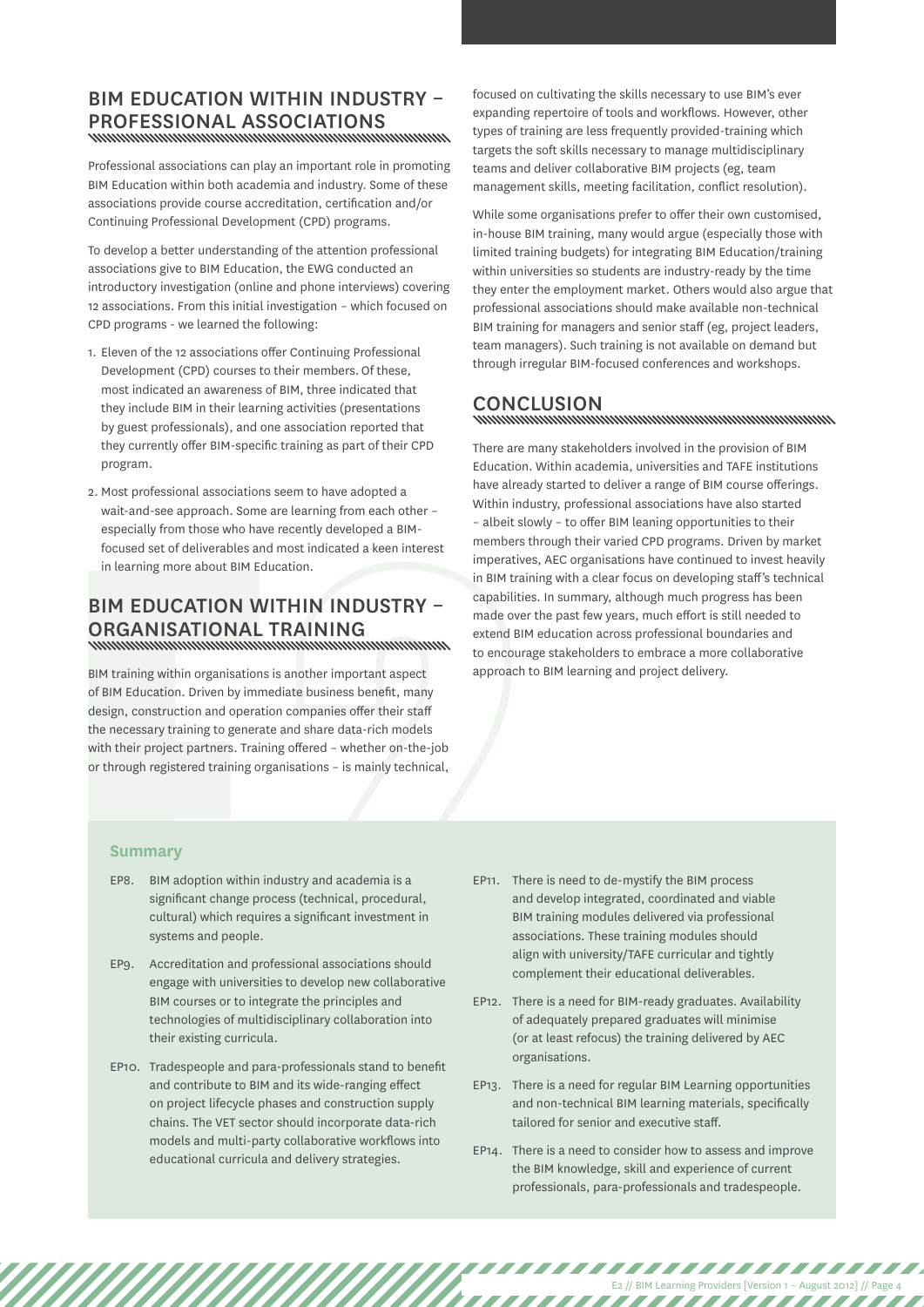## BIM EDUCATION WITHIN INDUSTRY – PROFESSIONAL ASSOCIATIONS

Professional associations can play an important role in promoting BIM Education within both academia and industry. Some of these associations provide course accreditation, certification and/or Continuing Professional Development (CPD) programs.

To develop a better understanding of the attention professional associations give to BIM Education, the EWG conducted an introductory investigation (online and phone interviews) covering 12 associations. From this initial investigation – which focused on CPD programs - we learned the following:

1. Eleven of the 12 associations offer Continuing Professional Development (CPD) courses to their members. Of these, most indicated an awareness of BIM, three indicated that they include BIM in their learning activities (presentations by guest professionals), and one association reported that they currently offer BIM-specific training as part of their CPD program.
2. Most professional associations seem to have adopted a wait-and-see approach. Some are learning from each other – especially from those who have recently developed a BIM-focused set of deliverables and most indicated a keen interest in learning more about BIM Education.

## BIM EDUCATION WITHIN INDUSTRY – ORGANISATIONAL TRAINING

BIM training within organisations is another important aspect of BIM Education. Driven by immediate business benefit, many design, construction and operation companies offer their staff the necessary training to generate and share data-rich models with their project partners. Training offered – whether on-the-job or through registered training organisations – is mainly technical, focused on cultivating the skills necessary to use BIM's ever expanding repertoire of tools and workflows. However, other types of training are less frequently provided-training which targets the soft skills necessary to manage multidisciplinary teams and deliver collaborative BIM projects (eg, team management skills, meeting facilitation, conflict resolution).

While some organisations prefer to offer their own customised, in-house BIM training, many would argue (especially those with limited training budgets) for integrating BIM Education/training within universities so students are industry-ready by the time they enter the employment market. Others would also argue that professional associations should make available non-technical BIM training for managers and senior staff (eg, project leaders, team managers). Such training is not available on demand but through irregular BIM-focused conferences and workshops.

## CONCLUSION

There are many stakeholders involved in the provision of BIM Education. Within academia, universities and TAFE institutions have already started to deliver a range of BIM course offerings. Within industry, professional associations have also started – albeit slowly – to offer BIM leaning opportunities to their members through their varied CPD programs. Driven by market imperatives, AEC organisations have continued to invest heavily in BIM training with a clear focus on developing staff's technical capabilities. In summary, although much progress has been made over the past few years, much effort is still needed to extend BIM education across professional boundaries and to encourage stakeholders to embrace a more collaborative approach to BIM learning and project delivery.

### Summary

- EP8. BIM adoption within industry and academia is a significant change process (technical, procedural, cultural) which requires a significant investment in systems and people.
- EP9. Accreditation and professional associations should engage with universities to develop new collaborative BIM courses or to integrate the principles and technologies of multidisciplinary collaboration into their existing curricula.
- EP10. Tradespeople and para-professionals stand to benefit and contribute to BIM and its wide-ranging effect on project lifecycle phases and construction supply chains. The VET sector should incorporate data-rich models and multi-party collaborative workflows into educational curricula and delivery strategies.
- EP11. There is need to de-mystify the BIM process and develop integrated, coordinated and viable BIM training modules delivered via professional associations. These training modules should align with university/TAFE curricular and tightly complement their educational deliverables.
- EP12. There is a need for BIM-ready graduates. Availability of adequately prepared graduates will minimise (or at least refocus) the training delivered by AEC organisations.
- EP13. There is a need for regular BIM Learning opportunities and non-technical BIM learning materials, specifically tailored for senior and executive staff.
- EP14. There is a need to consider how to assess and improve the BIM knowledge, skill and experience of current professionals, para-professionals and tradespeople.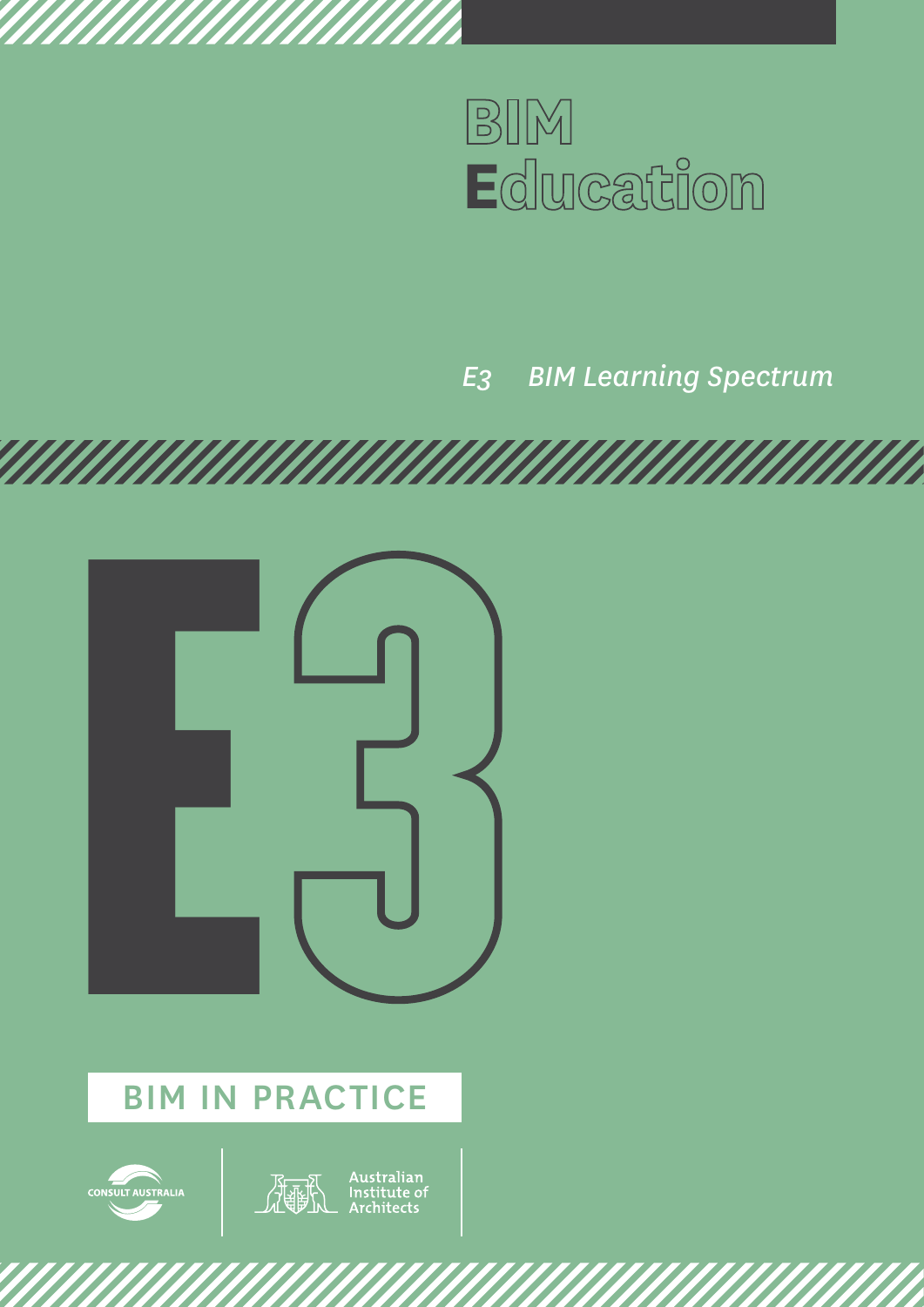# BIM Education

*E3 BIM Learning Spectrum*

# E3

BIM IN PRACTICE

CONSULT AUSTRALIA

Australian Institute of Architects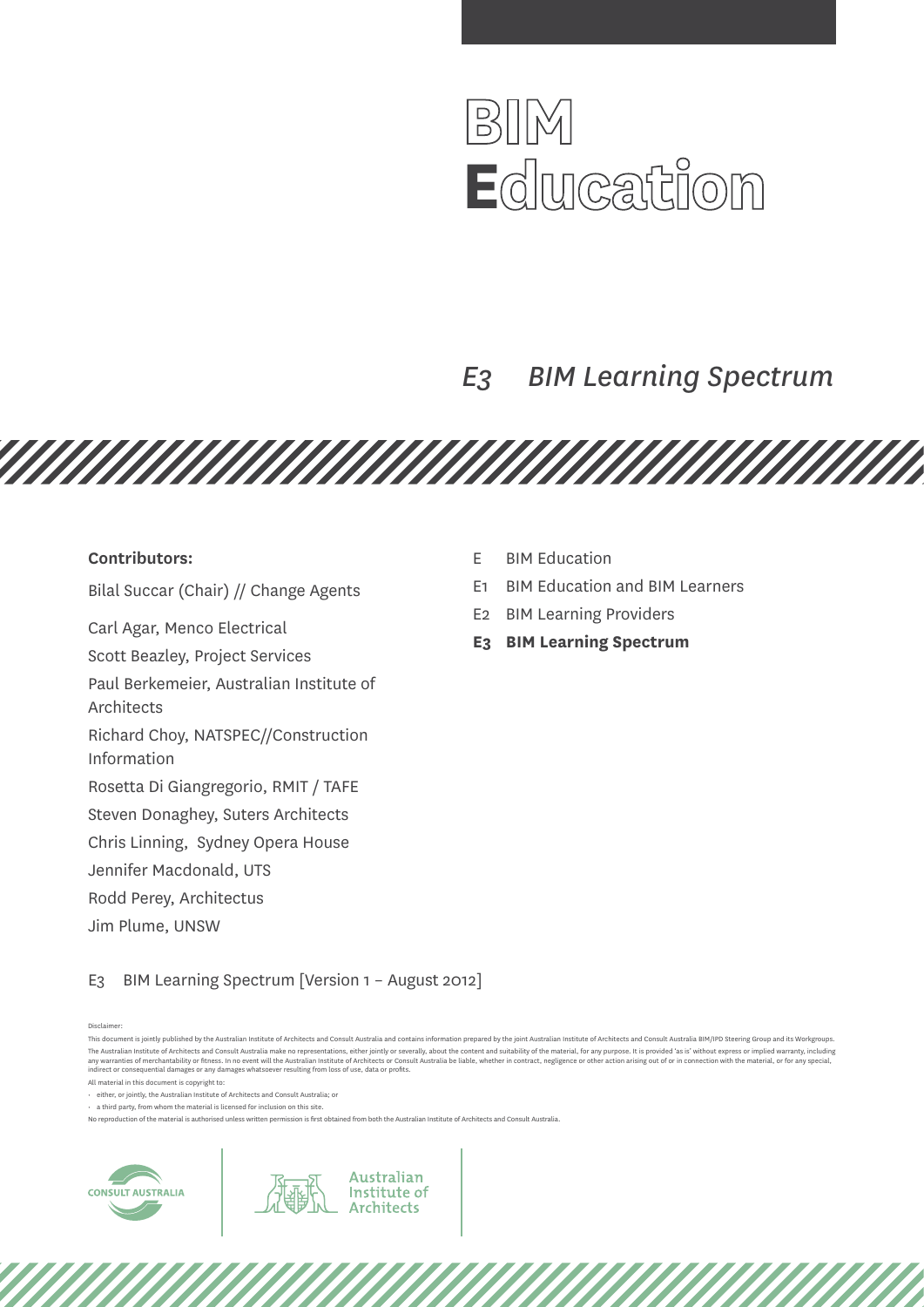# BIM Education

## E3 BIM Learning Spectrum

**Contributors:**

Bilal Succar (Chair) // Change Agents

Carl Agar, Menco Electrical

Scott Beazley, Project Services

Paul Berkemeier, Australian Institute of Architects

Richard Choy, NATSPEC//Construction Information

Rosetta Di Giangregorio, RMIT / TAFE

Steven Donaghey, Suters Architects

Chris Linning, Sydney Opera House

Jennifer Macdonald, UTS

Rodd Perey, Architectus

Jim Plume, UNSW

- E BIM Education
- E1 BIM Education and BIM Learners
- E2 BIM Learning Providers
- **E3 BIM Learning Spectrum**

E3 BIM Learning Spectrum [Version 1 – August 2012]

Disclaimer:

This document is jointly published by the Australian Institute of Architects and Consult Australia and contains information prepared by the joint Australian Institute of Architects and Consult Australia BIM/IPD Steering Group and its Workgroups. The Australian Institute of Architects and Consult Australia make no representations, either jointly or severally, about the content and suitability of the material, for any purpose. It is provided 'as is' without express or implied warranty, including any warranties of merchantability or fitness. In no event will the Australian Institute of Architects or Consult Australia be liable, whether in contract, negligence or other action arising out of or in connection with the material, or for any special, indirect or consequential damages or any damages whatsoever resulting from loss of use, data or profits.

All material in this document is copyright to:

- either, or jointly, the Australian Institute of Architects and Consult Australia; or
- a third party, from whom the material is licensed for inclusion on this site.

No reproduction of the material is authorised unless written permission is first obtained from both the Australian Institute of Architects and Consult Australia.

CONSULT AUSTRALIA

Australian Institute of Architects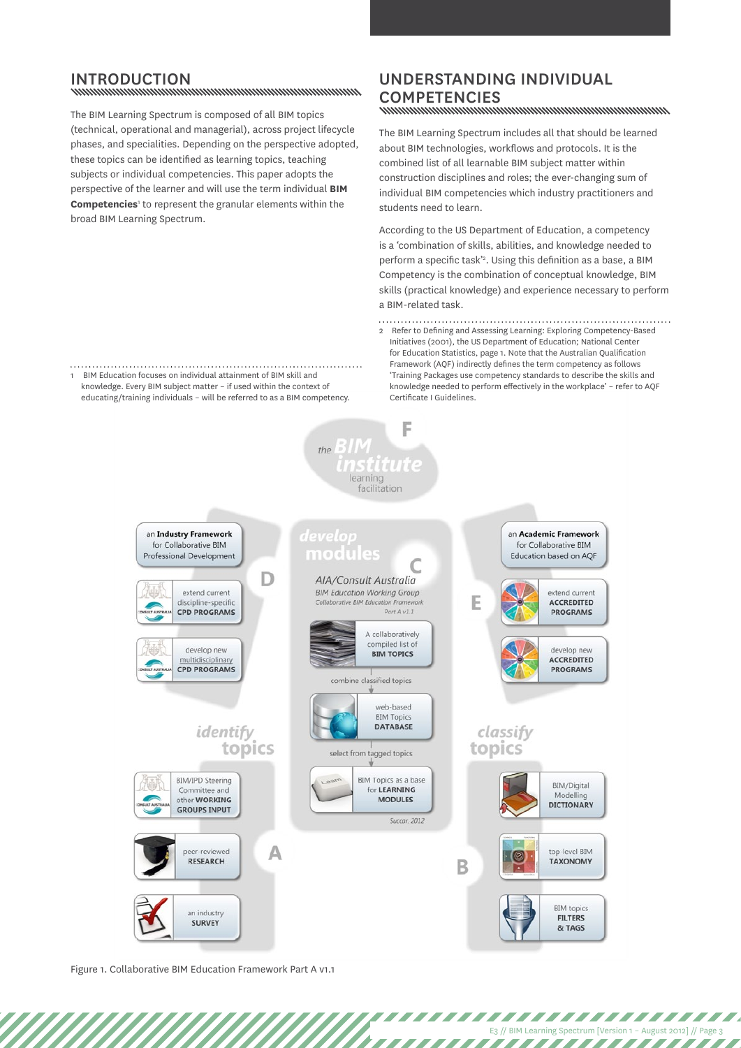## INTRODUCTION

The BIM Learning Spectrum is composed of all BIM topics (technical, operational and managerial), across project lifecycle phases, and specialities. Depending on the perspective adopted, these topics can be identified as learning topics, teaching subjects or individual competencies. This paper adopts the perspective of the learner and will use the term individual **BIM Competencies**[1] to represent the granular elements within the broad BIM Learning Spectrum.

1 BIM Education focuses on individual attainment of BIM skill and knowledge. Every BIM subject matter – if used within the context of educating/training individuals – will be referred to as a BIM competency.

## UNDERSTANDING INDIVIDUAL COMPETENCIES

The BIM Learning Spectrum includes all that should be learned about BIM technologies, workflows and protocols. It is the combined list of all learnable BIM subject matter within construction disciplines and roles; the ever-changing sum of individual BIM competencies which industry practitioners and students need to learn.

According to the US Department of Education, a competency is a 'combination of skills, abilities, and knowledge needed to perform a specific task'[2]. Using this definition as a base, a BIM Competency is the combination of conceptual knowledge, BIM skills (practical knowledge) and experience necessary to perform a BIM-related task.

2 Refer to Defining and Assessing Learning: Exploring Competency-Based Initiatives (2001), the US Department of Education; National Center for Education Statistics, page 1. Note that the Australian Qualification Framework (AQF) indirectly defines the term competency as follows 'Training Packages use competency standards to describe the skills and knowledge needed to perform effectively in the workplace' – refer to AQF Certificate I Guidelines.

Figure 1. Collaborative BIM Education Framework Part A v1.1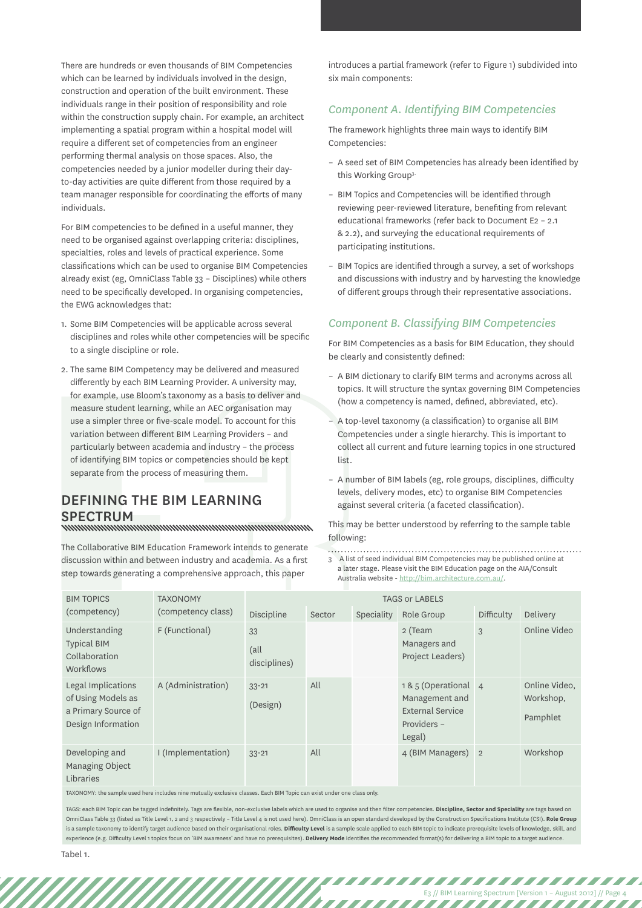There are hundreds or even thousands of BIM Competencies which can be learned by individuals involved in the design, construction and operation of the built environment. These individuals range in their position of responsibility and role within the construction supply chain. For example, an architect implementing a spatial program within a hospital model will require a different set of competencies from an engineer performing thermal analysis on those spaces. Also, the competencies needed by a junior modeller during their day-to-day activities are quite different from those required by a team manager responsible for coordinating the efforts of many individuals.

For BIM competencies to be defined in a useful manner, they need to be organised against overlapping criteria: disciplines, specialties, roles and levels of practical experience. Some classifications which can be used to organise BIM Competencies already exist (eg, OmniClass Table 33 – Disciplines) while others need to be specifically developed. In organising competencies, the EWG acknowledges that:

1. Some BIM Competencies will be applicable across several disciplines and roles while other competencies will be specific to a single discipline or role.
2. The same BIM Competency may be delivered and measured differently by each BIM Learning Provider. A university may, for example, use Bloom's taxonomy as a basis to deliver and measure student learning, while an AEC organisation may use a simpler three or five-scale model. To account for this variation between different BIM Learning Providers – and particularly between academia and industry – the process of identifying BIM topics or competencies should be kept separate from the process of measuring them.

## DEFINING THE BIM LEARNING SPECTRUM

The Collaborative BIM Education Framework intends to generate discussion within and between industry and academia. As a first step towards generating a comprehensive approach, this paper introduces a partial framework (refer to Figure 1) subdivided into six main components:

### *Component A. Identifying BIM Competencies*

The framework highlights three main ways to identify BIM Competencies:

- A seed set of BIM Competencies has already been identified by this Working Group[3].
- BIM Topics and Competencies will be identified through reviewing peer-reviewed literature, benefiting from relevant educational frameworks (refer back to Document E2 – 2.1 & 2.2), and surveying the educational requirements of participating institutions.
- BIM Topics are identified through a survey, a set of workshops and discussions with industry and by harvesting the knowledge of different groups through their representative associations.

### *Component B. Classifying BIM Competencies*

For BIM Competencies as a basis for BIM Education, they should be clearly and consistently defined:

- A BIM dictionary to clarify BIM terms and acronyms across all topics. It will structure the syntax governing BIM Competencies (how a competency is named, defined, abbreviated, etc).
- A top-level taxonomy (a classification) to organise all BIM Competencies under a single hierarchy. This is important to collect all current and future learning topics in one structured list.
- A number of BIM labels (eg, role groups, disciplines, difficulty levels, delivery modes, etc) to organise BIM Competencies against several criteria (a faceted classification).

This may be better understood by referring to the sample table following:

[3] A list of seed individual BIM Competencies may be published online at a later stage. Please visit the BIM Education page on the AIA/Consult Australia website - http://bim.architecture.com.au/.

| BIM TOPICS (competency) | TAXONOMY (competency class) | TAGS or LABELS | | | | | |
|---|---|---|---|---|---|---|---|
| | | Discipline | Sector | Speciality | Role Group | Difficulty | Delivery |
| Understanding Typical BIM Collaboration Workflows | F (Functional) | 33 (all disciplines) | | | 2 (Team Managers and Project Leaders) | 3 | Online Video |
| Legal Implications of Using Models as a Primary Source of Design Information | A (Administration) | 33-21 (Design) | All | | 1 & 5 (Operational Management and External Service Providers – Legal) | 4 | Online Video, Workshop, Pamphlet |
| Developing and Managing Object Libraries | I (Implementation) | 33-21 | All | | 4 (BIM Managers) | 2 | Workshop |

TAXONOMY: the sample used here includes nine mutually exclusive classes. Each BIM Topic can exist under one class only.

TAGS: each BIM Topic can be tagged indefinitely. Tags are flexible, non-exclusive labels which are used to organise and then filter competencies. **Discipline, Sector and Speciality** are tags based on OmniClass Table 33 (listed as Title Level 1, 2 and 3 respectively – Title Level 4 is not used here). OmniClass is an open standard developed by the Construction Specifications Institute (CSI). **Role Group** is a sample taxonomy to identify target audience based on their organisational roles. **Difficulty Level** is a sample scale applied to each BIM topic to indicate prerequisite levels of knowledge, skill, and experience (e.g. Difficulty Level 1 topics focus on 'BIM awareness' and have no prerequisites). **Delivery Mode** identifies the recommended format(s) for delivering a BIM topic to a target audience.

Tabel 1.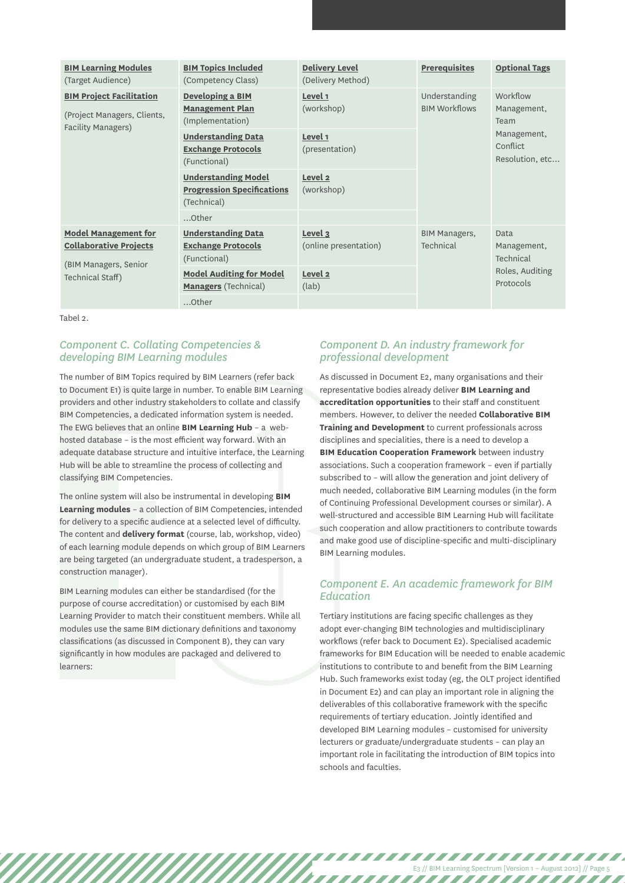| **BIM Learning Modules** (Target Audience) | **BIM Topics Included** (Competency Class) | **Delivery Level** (Delivery Method) | **Prerequisites** | **Optional Tags** |
|---|---|---|---|---|
| **BIM Project Facilitation** (Project Managers, Clients, Facility Managers) | **Developing a BIM Management Plan** (Implementation) | **Level 1** (workshop) | Understanding BIM Workflows | Workflow Management, Team Management, Conflict Resolution, etc… |
| | **Understanding Data Exchange Protocols** (Functional) | **Level 1** (presentation) | | |
| | **Understanding Model Progression Specifications** (Technical) | **Level 2** (workshop) | | |
| | …Other | | | |
| **Model Management for Collaborative Projects** (BIM Managers, Senior Technical Staff) | **Understanding Data Exchange Protocols** (Functional) | **Level 3** (online presentation) | BIM Managers, Technical | Data Management, Technical Roles, Auditing Protocols |
| | **Model Auditing for Model Managers** (Technical) | **Level 2** (lab) | | |
| | …Other | | | |

Tabel 2.

## *Component C. Collating Competencies & developing BIM Learning modules*

The number of BIM Topics required by BIM Learners (refer back to Document E1) is quite large in number. To enable BIM Learning providers and other industry stakeholders to collate and classify BIM Competencies, a dedicated information system is needed. The EWG believes that an online **BIM Learning Hub** – a web-hosted database – is the most efficient way forward. With an adequate database structure and intuitive interface, the Learning Hub will be able to streamline the process of collecting and classifying BIM Competencies.

The online system will also be instrumental in developing **BIM Learning modules** – a collection of BIM Competencies, intended for delivery to a specific audience at a selected level of difficulty. The content and **delivery format** (course, lab, workshop, video) of each learning module depends on which group of BIM Learners are being targeted (an undergraduate student, a tradesperson, a construction manager).

BIM Learning modules can either be standardised (for the purpose of course accreditation) or customised by each BIM Learning Provider to match their constituent members. While all modules use the same BIM dictionary definitions and taxonomy classifications (as discussed in Component B), they can vary significantly in how modules are packaged and delivered to learners:

## *Component D. An industry framework for professional development*

As discussed in Document E2, many organisations and their representative bodies already deliver **BIM Learning and accreditation opportunities** to their staff and constituent members. However, to deliver the needed **Collaborative BIM Training and Development** to current professionals across disciplines and specialities, there is a need to develop a **BIM Education Cooperation Framework** between industry associations. Such a cooperation framework – even if partially subscribed to – will allow the generation and joint delivery of much needed, collaborative BIM Learning modules (in the form of Continuing Professional Development courses or similar). A well-structured and accessible BIM Learning Hub will facilitate such cooperation and allow practitioners to contribute towards and make good use of discipline-specific and multi-disciplinary BIM Learning modules.

## *Component E. An academic framework for BIM Education*

Tertiary institutions are facing specific challenges as they adopt ever-changing BIM technologies and multidisciplinary workflows (refer back to Document E2). Specialised academic frameworks for BIM Education will be needed to enable academic institutions to contribute to and benefit from the BIM Learning Hub. Such frameworks exist today (eg, the OLT project identified in Document E2) and can play an important role in aligning the deliverables of this collaborative framework with the specific requirements of tertiary education. Jointly identified and developed BIM Learning modules – customised for university lecturers or graduate/undergraduate students – can play an important role in facilitating the introduction of BIM topics into schools and faculties.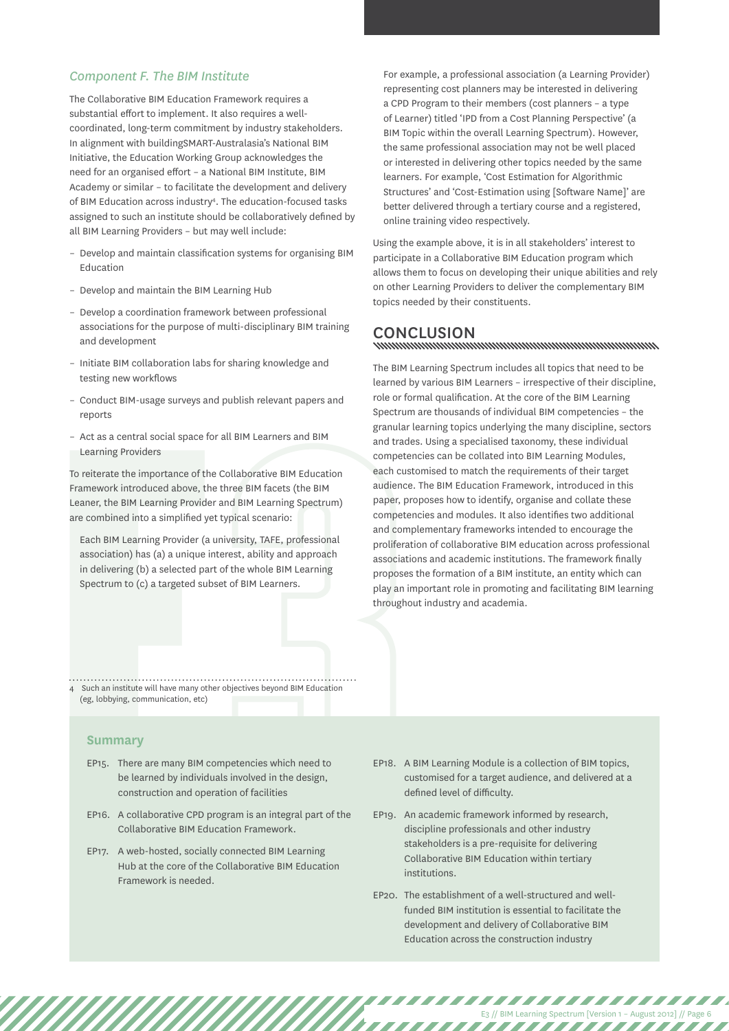### *Component F. The BIM Institute*

The Collaborative BIM Education Framework requires a substantial effort to implement. It also requires a well-coordinated, long-term commitment by industry stakeholders. In alignment with buildingSMART-Australasia's National BIM Initiative, the Education Working Group acknowledges the need for an organised effort – a National BIM Institute, BIM Academy or similar – to facilitate the development and delivery of BIM Education across industry[4]. The education-focused tasks assigned to such an institute should be collaboratively defined by all BIM Learning Providers – but may well include:

- Develop and maintain classification systems for organising BIM Education
- Develop and maintain the BIM Learning Hub
- Develop a coordination framework between professional associations for the purpose of multi-disciplinary BIM training and development
- Initiate BIM collaboration labs for sharing knowledge and testing new workflows
- Conduct BIM-usage surveys and publish relevant papers and reports
- Act as a central social space for all BIM Learners and BIM Learning Providers

To reiterate the importance of the Collaborative BIM Education Framework introduced above, the three BIM facets (the BIM Leaner, the BIM Learning Provider and BIM Learning Spectrum) are combined into a simplified yet typical scenario:

> Each BIM Learning Provider (a university, TAFE, professional association) has (a) a unique interest, ability and approach in delivering (b) a selected part of the whole BIM Learning Spectrum to (c) a targeted subset of BIM Learners.
>
> For example, a professional association (a Learning Provider) representing cost planners may be interested in delivering a CPD Program to their members (cost planners – a type of Learner) titled 'IPD from a Cost Planning Perspective' (a BIM Topic within the overall Learning Spectrum). However, the same professional association may not be well placed or interested in delivering other topics needed by the same learners. For example, 'Cost Estimation for Algorithmic Structures' and 'Cost-Estimation using [Software Name]' are better delivered through a tertiary course and a registered, online training video respectively.

Using the example above, it is in all stakeholders' interest to participate in a Collaborative BIM Education program which allows them to focus on developing their unique abilities and rely on other Learning Providers to deliver the complementary BIM topics needed by their constituents.

## CONCLUSION

The BIM Learning Spectrum includes all topics that need to be learned by various BIM Learners – irrespective of their discipline, role or formal qualification. At the core of the BIM Learning Spectrum are thousands of individual BIM competencies – the granular learning topics underlying the many discipline, sectors and trades. Using a specialised taxonomy, these individual competencies can be collated into BIM Learning Modules, each customised to match the requirements of their target audience. The BIM Education Framework, introduced in this paper, proposes how to identify, organise and collate these competencies and modules. It also identifies two additional and complementary frameworks intended to encourage the proliferation of collaborative BIM education across professional associations and academic institutions. The framework finally proposes the formation of a BIM institute, an entity which can play an important role in promoting and facilitating BIM learning throughout industry and academia.

[4] Such an institute will have many other objectives beyond BIM Education (eg, lobbying, communication, etc)

**Summary**

- EP15. There are many BIM competencies which need to be learned by individuals involved in the design, construction and operation of facilities
- EP16. A collaborative CPD program is an integral part of the Collaborative BIM Education Framework.
- EP17. A web-hosted, socially connected BIM Learning Hub at the core of the Collaborative BIM Education Framework is needed.
- EP18. A BIM Learning Module is a collection of BIM topics, customised for a target audience, and delivered at a defined level of difficulty.
- EP19. An academic framework informed by research, discipline professionals and other industry stakeholders is a pre-requisite for delivering Collaborative BIM Education within tertiary institutions.
- EP20. The establishment of a well-structured and well-funded BIM institution is essential to facilitate the development and delivery of Collaborative BIM Education across the construction industry